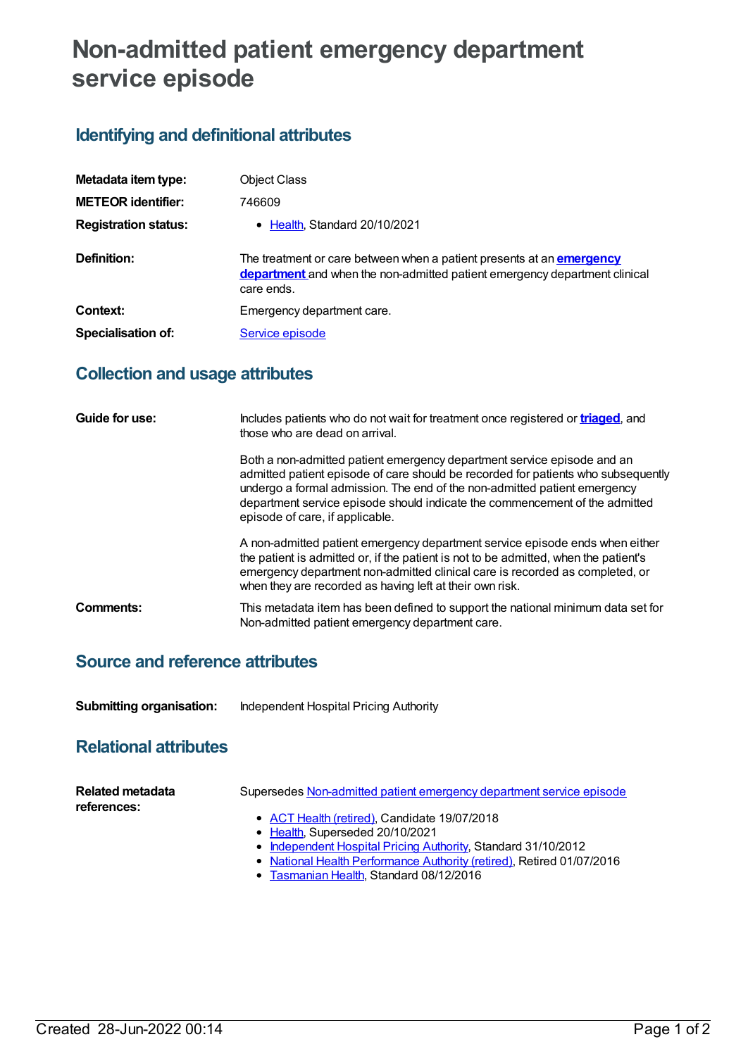# Non-admitted patient emergency department service episode

## Identifying and definitional attributes

| | |
|---|---|
| **Metadata item type:** | Object Class |
| **METEOR identifier:** | 746609 |
| **Registration status:** | • Health, Standard 20/10/2021 |
| **Definition:** | The treatment or care between when a patient presents at an **emergency department** and when the non-admitted patient emergency department clinical care ends. |
| **Context:** | Emergency department care. |
| **Specialisation of:** | Service episode |

## Collection and usage attributes

**Guide for use:**

Includes patients who do not wait for treatment once registered or **triaged**, and those who are dead on arrival.

Both a non-admitted patient emergency department service episode and an admitted patient episode of care should be recorded for patients who subsequently undergo a formal admission. The end of the non-admitted patient emergency department service episode should indicate the commencement of the admitted episode of care, if applicable.

A non-admitted patient emergency department service episode ends when either the patient is admitted or, if the patient is not to be admitted, when the patient's emergency department non-admitted clinical care is recorded as completed, or when they are recorded as having left at their own risk.

**Comments:**

This metadata item has been defined to support the national minimum data set for Non-admitted patient emergency department care.

## Source and reference attributes

**Submitting organisation:** Independent Hospital Pricing Authority

## Relational attributes

**Related metadata references:**

Supersedes Non-admitted patient emergency department service episode

- ACT Health (retired), Candidate 19/07/2018
- Health, Superseded 20/10/2021
- Independent Hospital Pricing Authority, Standard 31/10/2012
- National Health Performance Authority (retired), Retired 01/07/2016
- Tasmanian Health, Standard 08/12/2016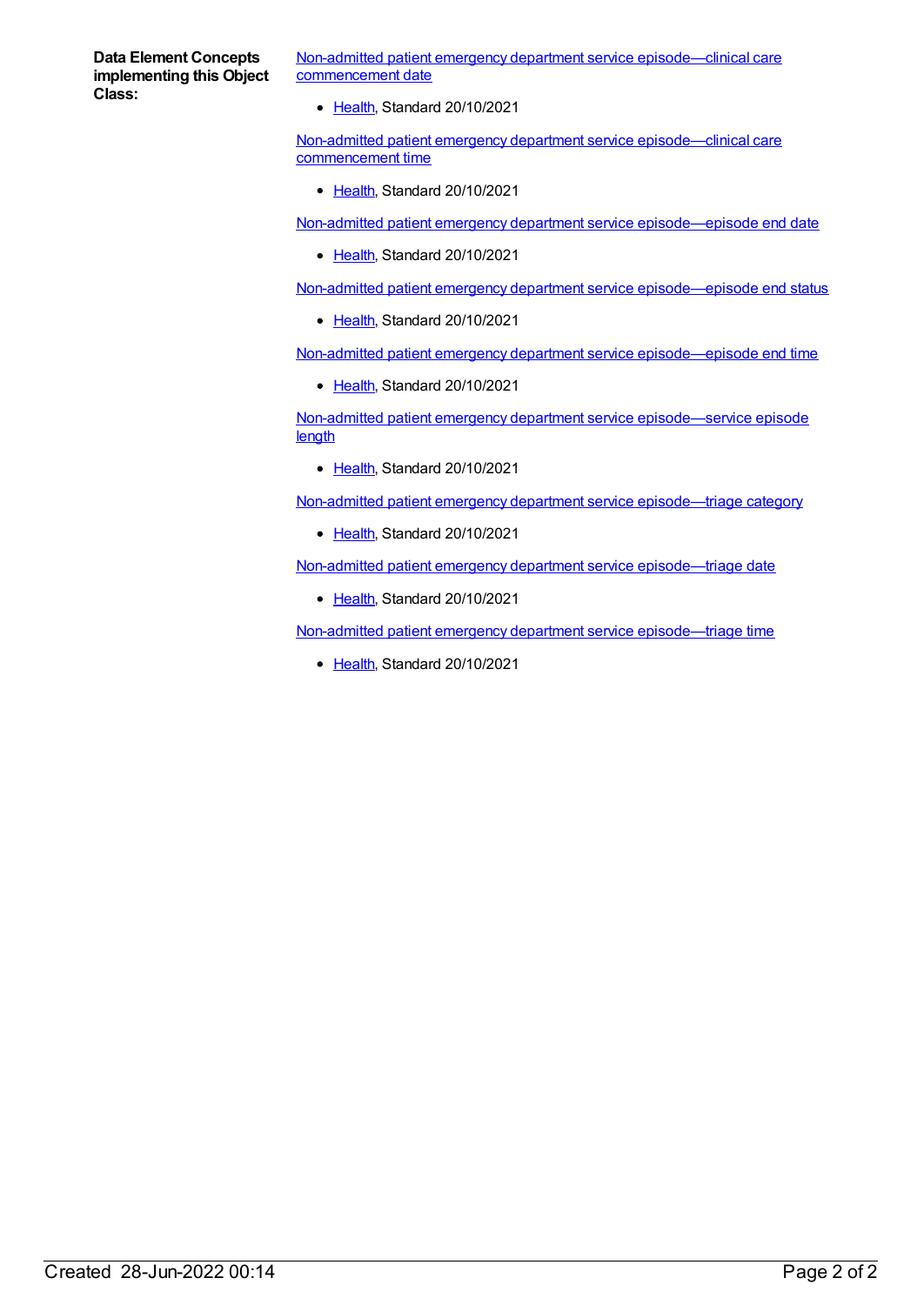**Data Element Concepts implementing this Object Class:**

Non-admitted patient emergency department service episode—clinical care commencement date

- Health, Standard 20/10/2021

Non-admitted patient emergency department service episode—clinical care commencement time

- Health, Standard 20/10/2021

Non-admitted patient emergency department service episode—episode end date

- Health, Standard 20/10/2021

Non-admitted patient emergency department service episode—episode end status

- Health, Standard 20/10/2021

Non-admitted patient emergency department service episode—episode end time

- Health, Standard 20/10/2021

Non-admitted patient emergency department service episode—service episode length

- Health, Standard 20/10/2021

Non-admitted patient emergency department service episode—triage category

- Health, Standard 20/10/2021

Non-admitted patient emergency department service episode—triage date

- Health, Standard 20/10/2021

Non-admitted patient emergency department service episode—triage time

- Health, Standard 20/10/2021